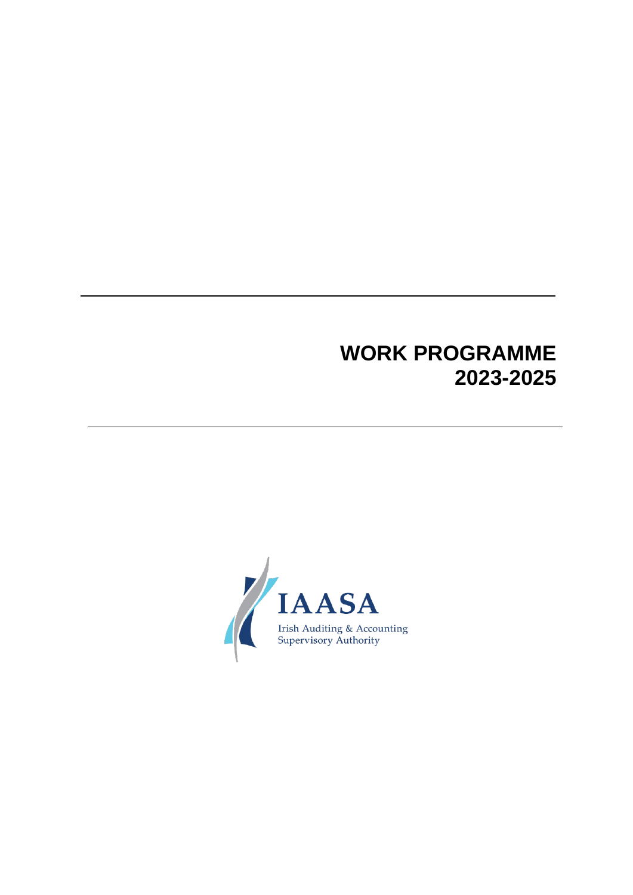# WORK PROGRAMME 2023-2025

IAASA

Irish Auditing & Accounting Supervisory Authority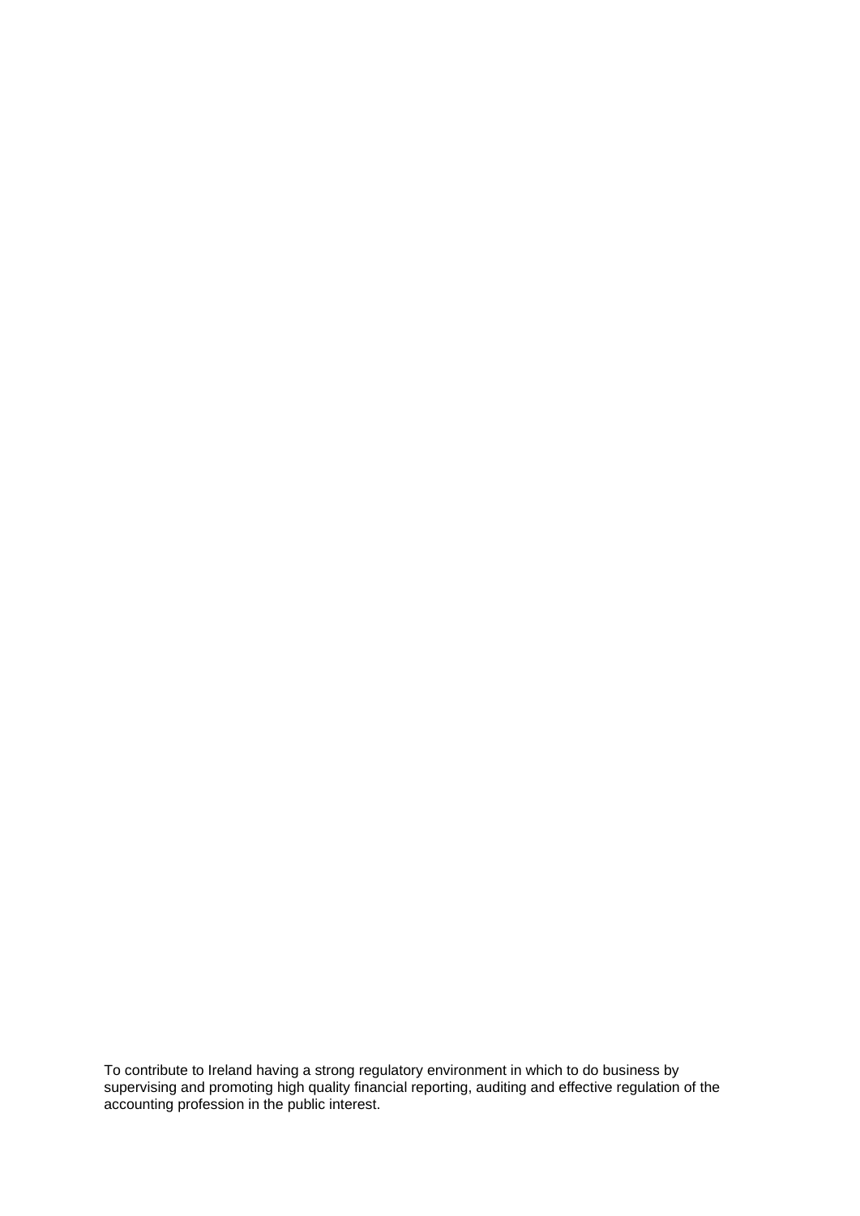To contribute to Ireland having a strong regulatory environment in which to do business by supervising and promoting high quality financial reporting, auditing and effective regulation of the accounting profession in the public interest.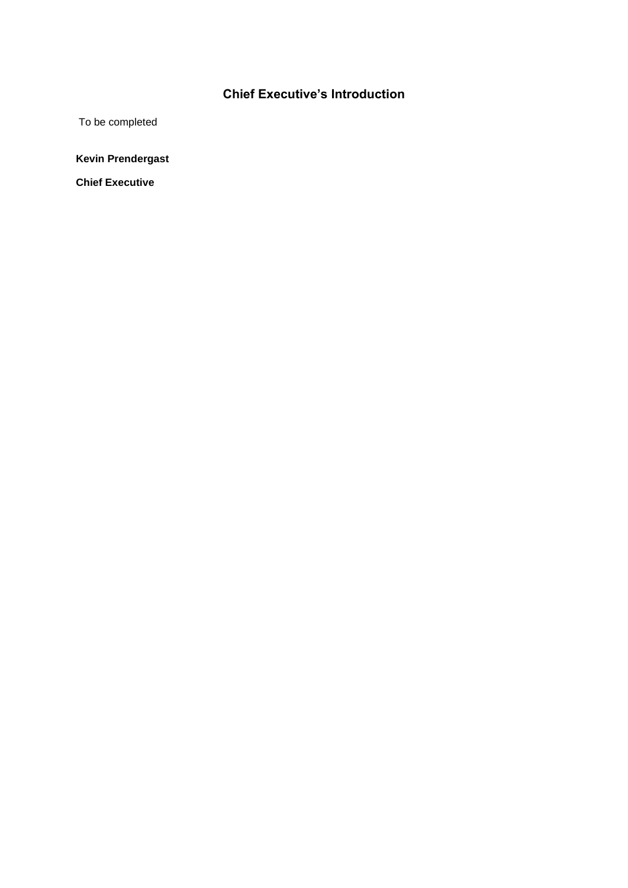## Chief Executive's Introduction

To be completed

**Kevin Prendergast**

**Chief Executive**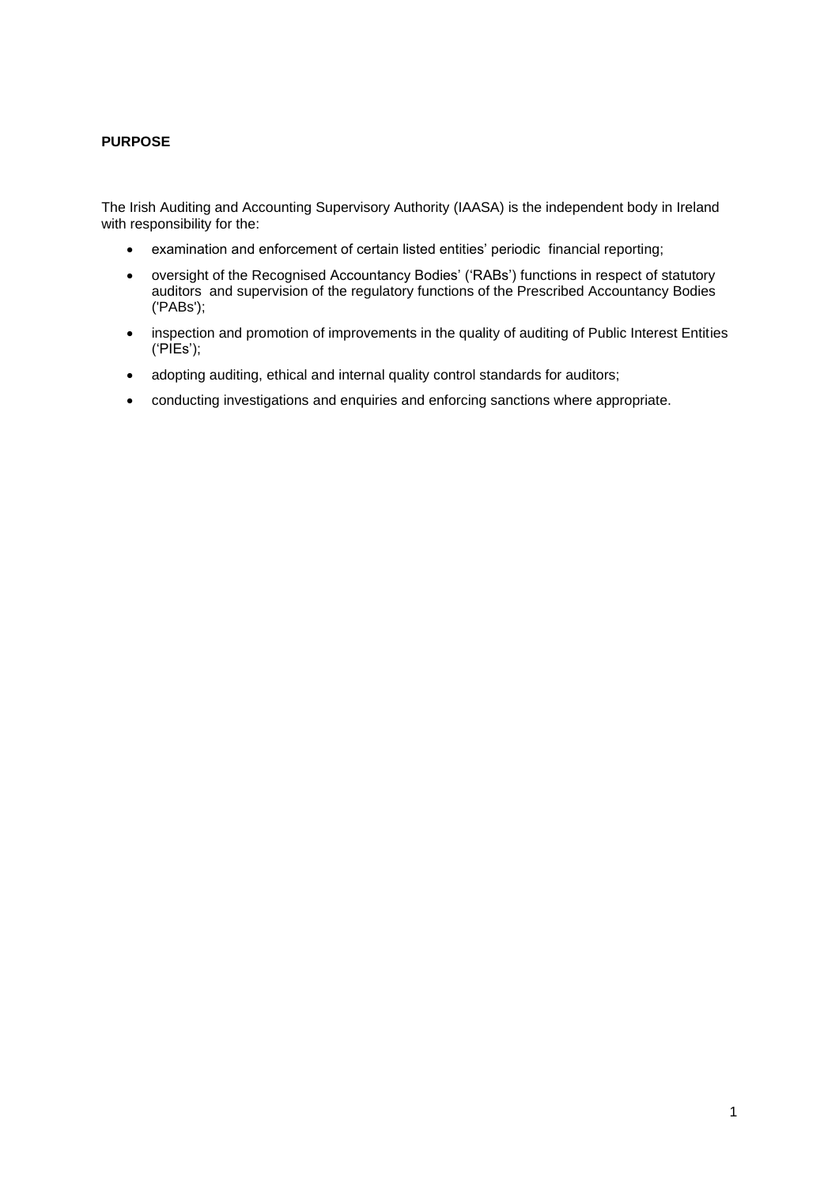## PURPOSE

The Irish Auditing and Accounting Supervisory Authority (IAASA) is the independent body in Ireland with responsibility for the:

- examination and enforcement of certain listed entities' periodic financial reporting;
- oversight of the Recognised Accountancy Bodies' ('RABs') functions in respect of statutory auditors and supervision of the regulatory functions of the Prescribed Accountancy Bodies ('PABs');
- inspection and promotion of improvements in the quality of auditing of Public Interest Entities ('PIEs');
- adopting auditing, ethical and internal quality control standards for auditors;
- conducting investigations and enquiries and enforcing sanctions where appropriate.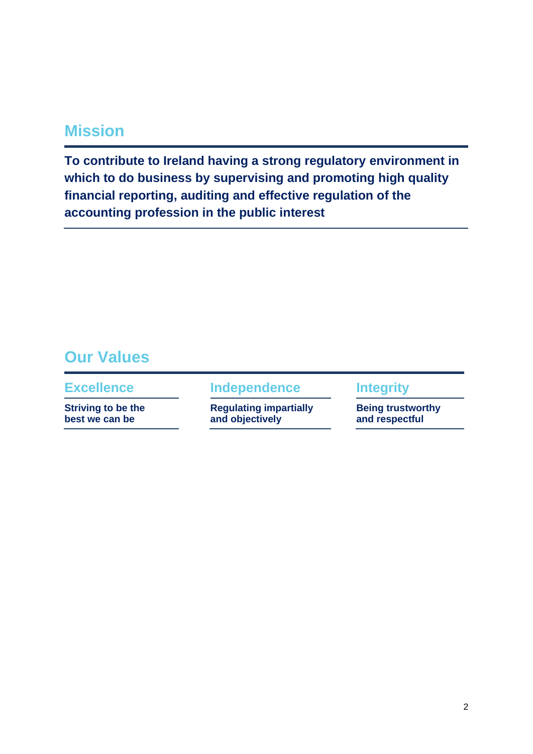## Mission

**To contribute to Ireland having a strong regulatory environment in which to do business by supervising and promoting high quality financial reporting, auditing and effective regulation of the accounting profession in the public interest**

## Our Values

### Excellence

**Striving to be the best we can be**

### Independence

**Regulating impartially and objectively**

### Integrity

**Being trustworthy and respectful**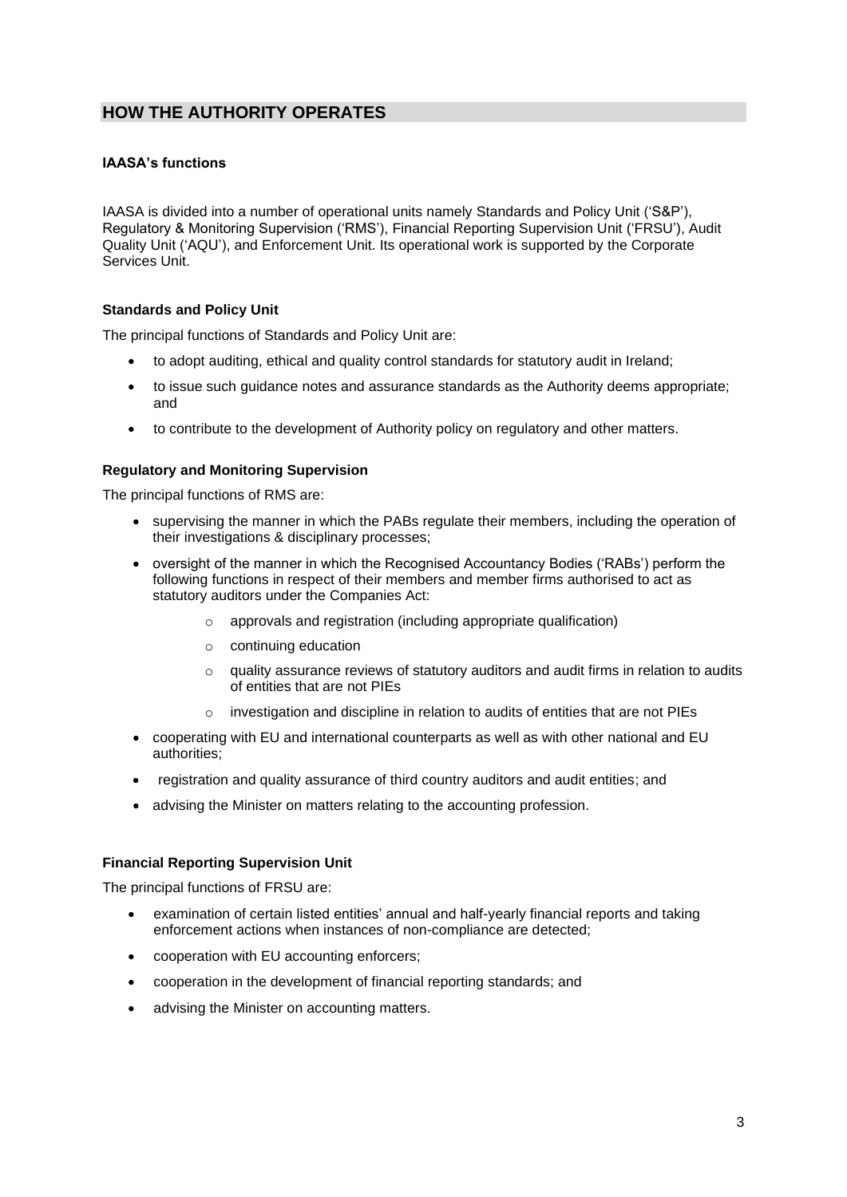## HOW THE AUTHORITY OPERATES

### IAASA's functions

IAASA is divided into a number of operational units namely Standards and Policy Unit ('S&P'), Regulatory & Monitoring Supervision ('RMS'), Financial Reporting Supervision Unit ('FRSU'), Audit Quality Unit ('AQU'), and Enforcement Unit. Its operational work is supported by the Corporate Services Unit.

#### Standards and Policy Unit

The principal functions of Standards and Policy Unit are:

- to adopt auditing, ethical and quality control standards for statutory audit in Ireland;
- to issue such guidance notes and assurance standards as the Authority deems appropriate; and
- to contribute to the development of Authority policy on regulatory and other matters.

#### Regulatory and Monitoring Supervision

The principal functions of RMS are:

- supervising the manner in which the PABs regulate their members, including the operation of their investigations & disciplinary processes;
- oversight of the manner in which the Recognised Accountancy Bodies ('RABs') perform the following functions in respect of their members and member firms authorised to act as statutory auditors under the Companies Act:
  - approvals and registration (including appropriate qualification)
  - continuing education
  - quality assurance reviews of statutory auditors and audit firms in relation to audits of entities that are not PIEs
  - investigation and discipline in relation to audits of entities that are not PIEs
- cooperating with EU and international counterparts as well as with other national and EU authorities;
- registration and quality assurance of third country auditors and audit entities; and
- advising the Minister on matters relating to the accounting profession.

#### Financial Reporting Supervision Unit

The principal functions of FRSU are:

- examination of certain listed entities' annual and half-yearly financial reports and taking enforcement actions when instances of non-compliance are detected;
- cooperation with EU accounting enforcers;
- cooperation in the development of financial reporting standards; and
- advising the Minister on accounting matters.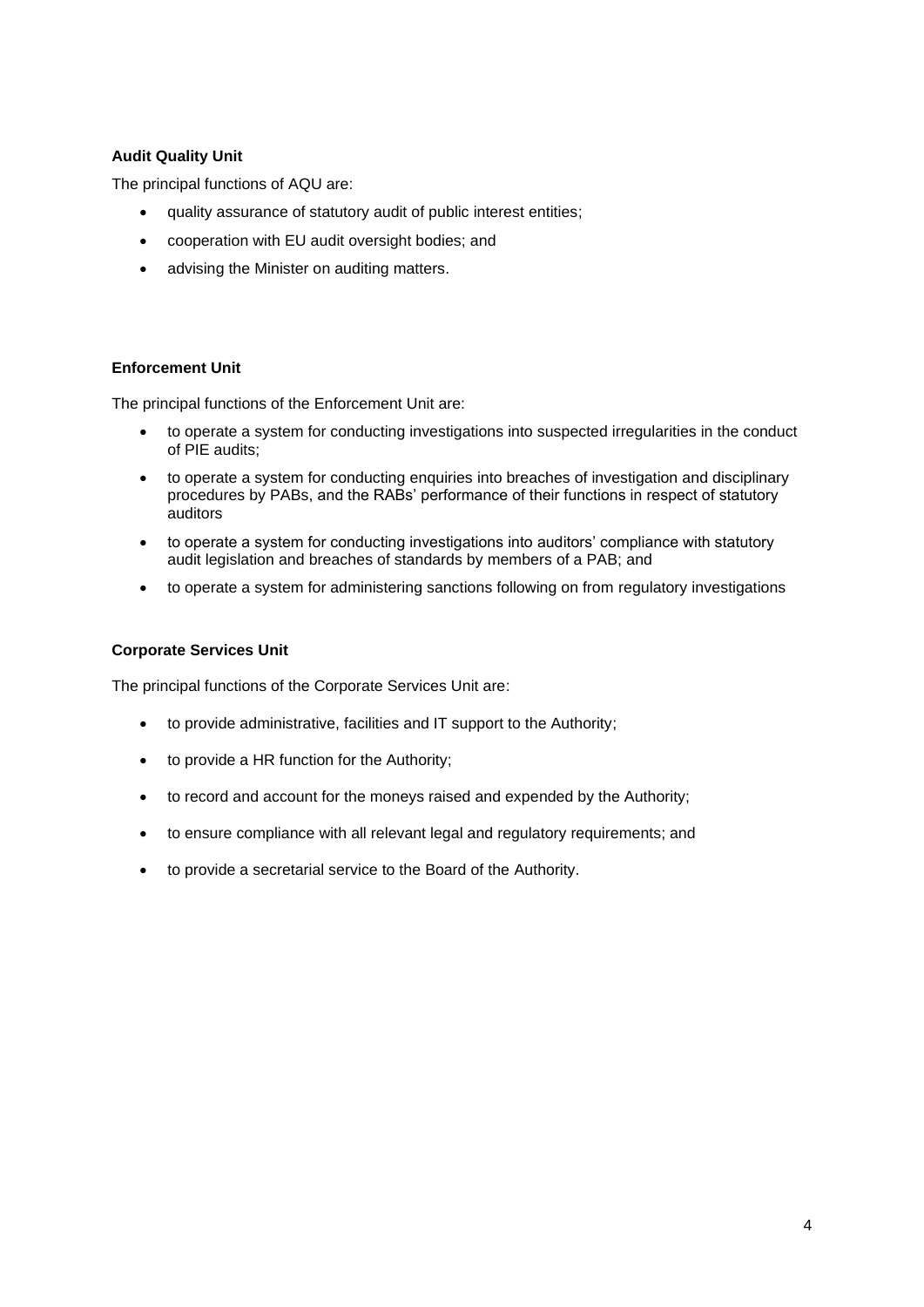**Audit Quality Unit**

The principal functions of AQU are:

- quality assurance of statutory audit of public interest entities;
- cooperation with EU audit oversight bodies; and
- advising the Minister on auditing matters.

**Enforcement Unit**

The principal functions of the Enforcement Unit are:

- to operate a system for conducting investigations into suspected irregularities in the conduct of PIE audits;
- to operate a system for conducting enquiries into breaches of investigation and disciplinary procedures by PABs, and the RABs' performance of their functions in respect of statutory auditors
- to operate a system for conducting investigations into auditors' compliance with statutory audit legislation and breaches of standards by members of a PAB; and
- to operate a system for administering sanctions following on from regulatory investigations

**Corporate Services Unit**

The principal functions of the Corporate Services Unit are:

- to provide administrative, facilities and IT support to the Authority;
- to provide a HR function for the Authority;
- to record and account for the moneys raised and expended by the Authority;
- to ensure compliance with all relevant legal and regulatory requirements; and
- to provide a secretarial service to the Board of the Authority.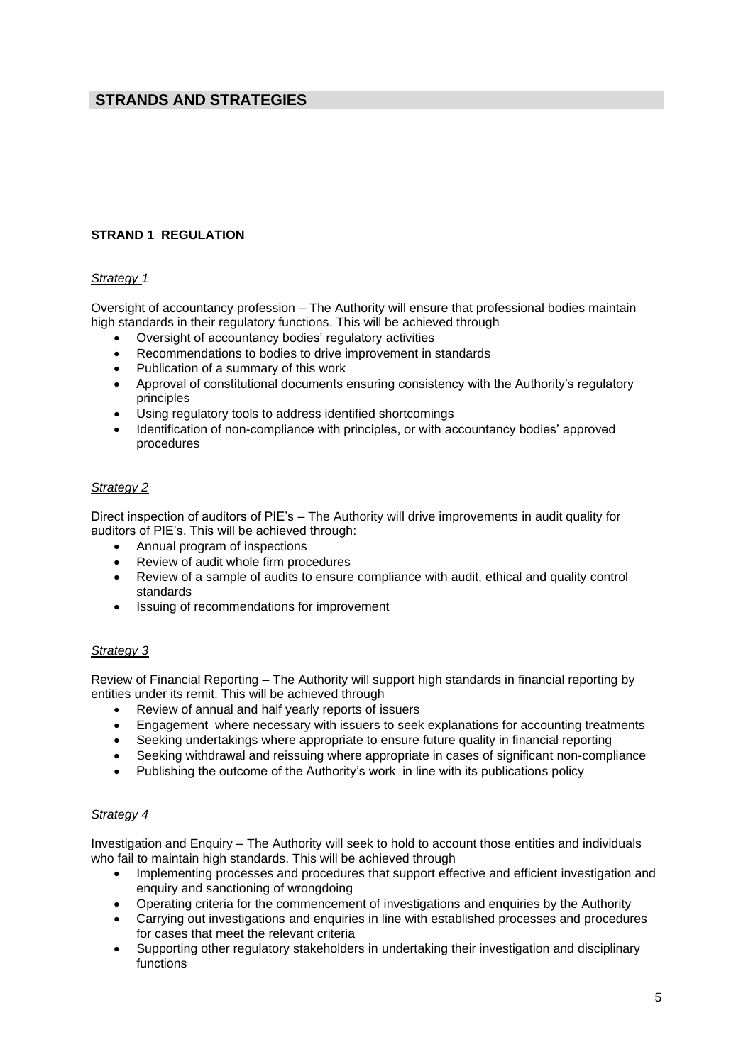## STRANDS AND STRATEGIES

### STRAND 1 REGULATION

*Strategy 1*

Oversight of accountancy profession – The Authority will ensure that professional bodies maintain high standards in their regulatory functions. This will be achieved through

- Oversight of accountancy bodies' regulatory activities
- Recommendations to bodies to drive improvement in standards
- Publication of a summary of this work
- Approval of constitutional documents ensuring consistency with the Authority's regulatory principles
- Using regulatory tools to address identified shortcomings
- Identification of non-compliance with principles, or with accountancy bodies' approved procedures

*Strategy 2*

Direct inspection of auditors of PIE's – The Authority will drive improvements in audit quality for auditors of PIE's. This will be achieved through:

- Annual program of inspections
- Review of audit whole firm procedures
- Review of a sample of audits to ensure compliance with audit, ethical and quality control standards
- Issuing of recommendations for improvement

*Strategy 3*

Review of Financial Reporting – The Authority will support high standards in financial reporting by entities under its remit. This will be achieved through

- Review of annual and half yearly reports of issuers
- Engagement where necessary with issuers to seek explanations for accounting treatments
- Seeking undertakings where appropriate to ensure future quality in financial reporting
- Seeking withdrawal and reissuing where appropriate in cases of significant non-compliance
- Publishing the outcome of the Authority's work in line with its publications policy

*Strategy 4*

Investigation and Enquiry – The Authority will seek to hold to account those entities and individuals who fail to maintain high standards. This will be achieved through

- Implementing processes and procedures that support effective and efficient investigation and enquiry and sanctioning of wrongdoing
- Operating criteria for the commencement of investigations and enquiries by the Authority
- Carrying out investigations and enquiries in line with established processes and procedures for cases that meet the relevant criteria
- Supporting other regulatory stakeholders in undertaking their investigation and disciplinary functions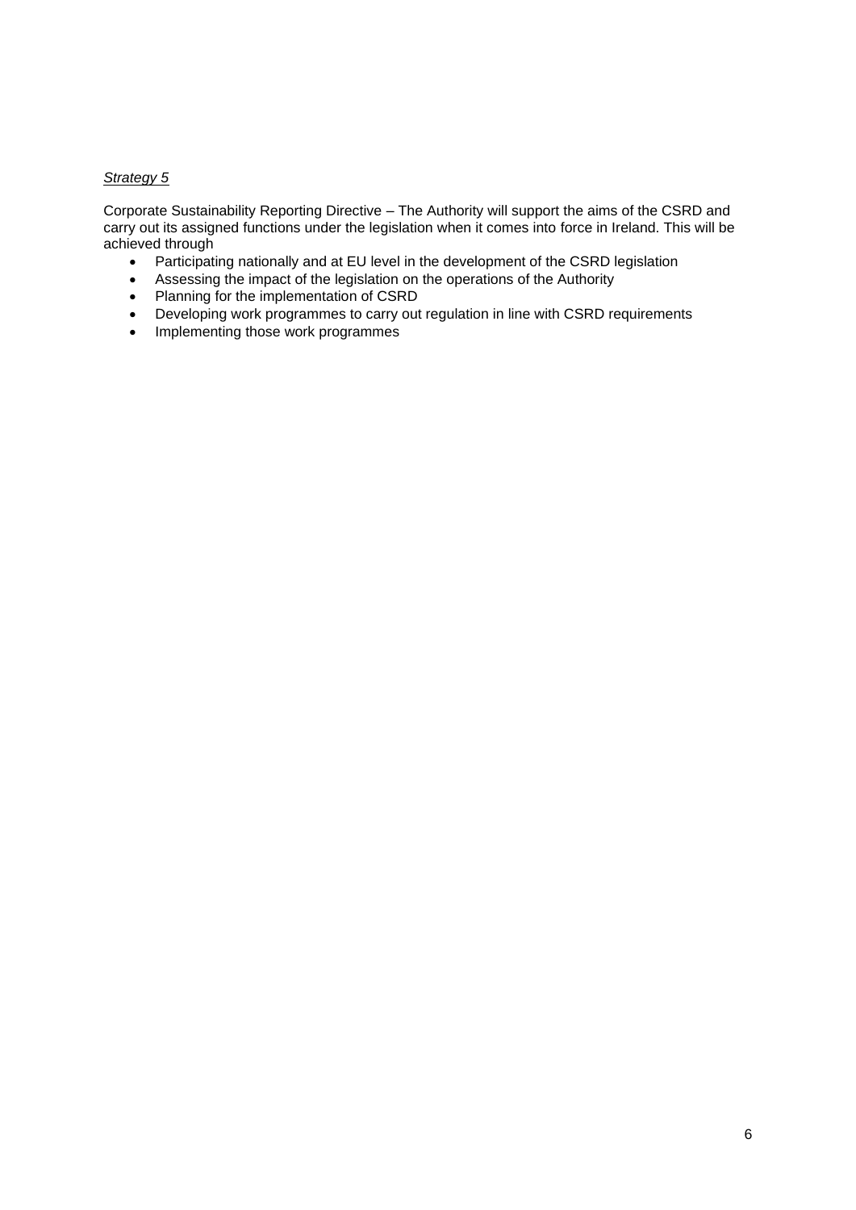*Strategy 5*

Corporate Sustainability Reporting Directive – The Authority will support the aims of the CSRD and carry out its assigned functions under the legislation when it comes into force in Ireland. This will be achieved through

- Participating nationally and at EU level in the development of the CSRD legislation
- Assessing the impact of the legislation on the operations of the Authority
- Planning for the implementation of CSRD
- Developing work programmes to carry out regulation in line with CSRD requirements
- Implementing those work programmes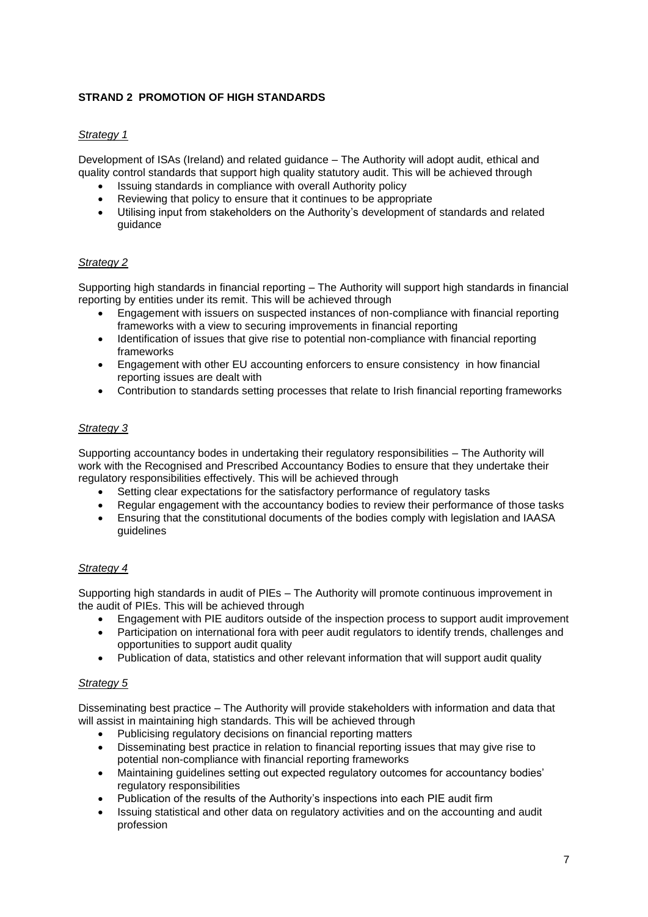**STRAND 2 PROMOTION OF HIGH STANDARDS**

*Strategy 1*

Development of ISAs (Ireland) and related guidance – The Authority will adopt audit, ethical and quality control standards that support high quality statutory audit. This will be achieved through

- Issuing standards in compliance with overall Authority policy
- Reviewing that policy to ensure that it continues to be appropriate
- Utilising input from stakeholders on the Authority's development of standards and related guidance

*Strategy 2*

Supporting high standards in financial reporting – The Authority will support high standards in financial reporting by entities under its remit. This will be achieved through

- Engagement with issuers on suspected instances of non-compliance with financial reporting frameworks with a view to securing improvements in financial reporting
- Identification of issues that give rise to potential non-compliance with financial reporting frameworks
- Engagement with other EU accounting enforcers to ensure consistency in how financial reporting issues are dealt with
- Contribution to standards setting processes that relate to Irish financial reporting frameworks

*Strategy 3*

Supporting accountancy bodes in undertaking their regulatory responsibilities – The Authority will work with the Recognised and Prescribed Accountancy Bodies to ensure that they undertake their regulatory responsibilities effectively. This will be achieved through

- Setting clear expectations for the satisfactory performance of regulatory tasks
- Regular engagement with the accountancy bodies to review their performance of those tasks
- Ensuring that the constitutional documents of the bodies comply with legislation and IAASA guidelines

*Strategy 4*

Supporting high standards in audit of PIEs – The Authority will promote continuous improvement in the audit of PIEs. This will be achieved through

- Engagement with PIE auditors outside of the inspection process to support audit improvement
- Participation on international fora with peer audit regulators to identify trends, challenges and opportunities to support audit quality
- Publication of data, statistics and other relevant information that will support audit quality

*Strategy 5*

Disseminating best practice – The Authority will provide stakeholders with information and data that will assist in maintaining high standards. This will be achieved through

- Publicising regulatory decisions on financial reporting matters
- Disseminating best practice in relation to financial reporting issues that may give rise to potential non-compliance with financial reporting frameworks
- Maintaining guidelines setting out expected regulatory outcomes for accountancy bodies' regulatory responsibilities
- Publication of the results of the Authority's inspections into each PIE audit firm
- Issuing statistical and other data on regulatory activities and on the accounting and audit profession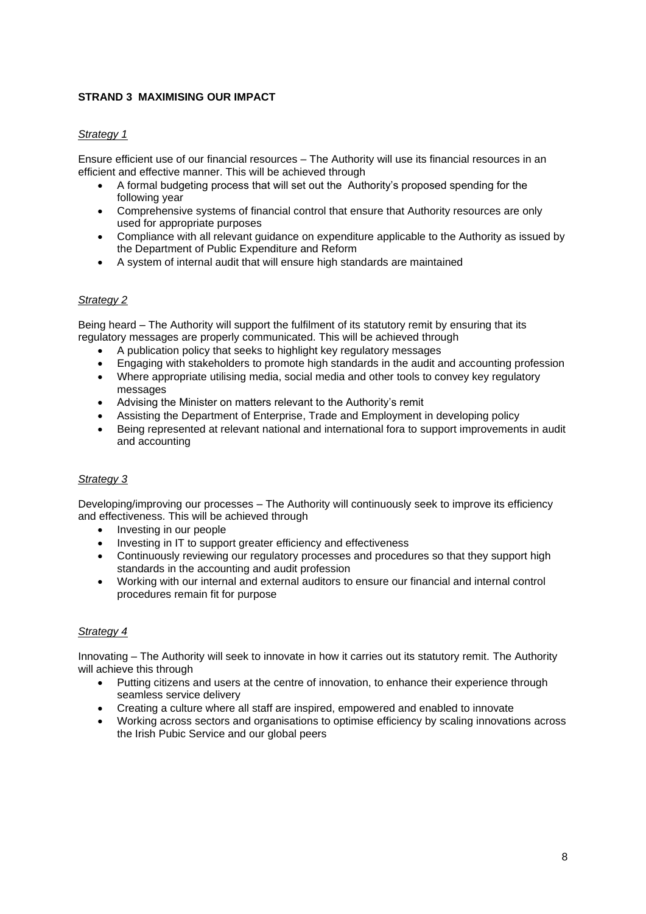**STRAND 3 MAXIMISING OUR IMPACT**

*Strategy 1*

Ensure efficient use of our financial resources – The Authority will use its financial resources in an efficient and effective manner. This will be achieved through

- A formal budgeting process that will set out the Authority's proposed spending for the following year
- Comprehensive systems of financial control that ensure that Authority resources are only used for appropriate purposes
- Compliance with all relevant guidance on expenditure applicable to the Authority as issued by the Department of Public Expenditure and Reform
- A system of internal audit that will ensure high standards are maintained

*Strategy 2*

Being heard – The Authority will support the fulfilment of its statutory remit by ensuring that its regulatory messages are properly communicated. This will be achieved through

- A publication policy that seeks to highlight key regulatory messages
- Engaging with stakeholders to promote high standards in the audit and accounting profession
- Where appropriate utilising media, social media and other tools to convey key regulatory messages
- Advising the Minister on matters relevant to the Authority's remit
- Assisting the Department of Enterprise, Trade and Employment in developing policy
- Being represented at relevant national and international fora to support improvements in audit and accounting

*Strategy 3*

Developing/improving our processes – The Authority will continuously seek to improve its efficiency and effectiveness. This will be achieved through

- Investing in our people
- Investing in IT to support greater efficiency and effectiveness
- Continuously reviewing our regulatory processes and procedures so that they support high standards in the accounting and audit profession
- Working with our internal and external auditors to ensure our financial and internal control procedures remain fit for purpose

*Strategy 4*

Innovating – The Authority will seek to innovate in how it carries out its statutory remit. The Authority will achieve this through

- Putting citizens and users at the centre of innovation, to enhance their experience through seamless service delivery
- Creating a culture where all staff are inspired, empowered and enabled to innovate
- Working across sectors and organisations to optimise efficiency by scaling innovations across the Irish Pubic Service and our global peers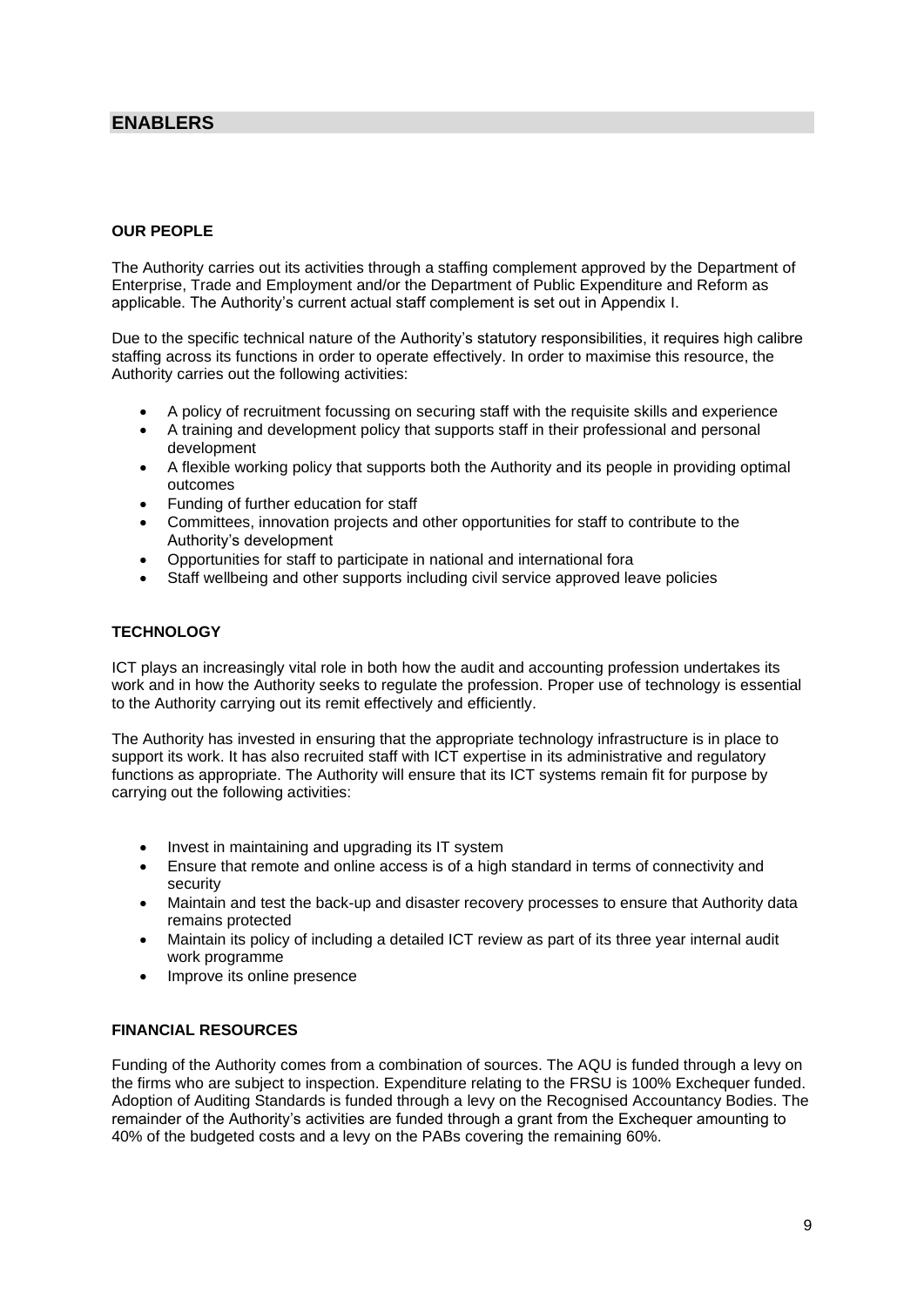## ENABLERS

### OUR PEOPLE

The Authority carries out its activities through a staffing complement approved by the Department of Enterprise, Trade and Employment and/or the Department of Public Expenditure and Reform as applicable. The Authority's current actual staff complement is set out in Appendix I.

Due to the specific technical nature of the Authority's statutory responsibilities, it requires high calibre staffing across its functions in order to operate effectively. In order to maximise this resource, the Authority carries out the following activities:

- A policy of recruitment focussing on securing staff with the requisite skills and experience
- A training and development policy that supports staff in their professional and personal development
- A flexible working policy that supports both the Authority and its people in providing optimal outcomes
- Funding of further education for staff
- Committees, innovation projects and other opportunities for staff to contribute to the Authority's development
- Opportunities for staff to participate in national and international fora
- Staff wellbeing and other supports including civil service approved leave policies

### TECHNOLOGY

ICT plays an increasingly vital role in both how the audit and accounting profession undertakes its work and in how the Authority seeks to regulate the profession. Proper use of technology is essential to the Authority carrying out its remit effectively and efficiently.

The Authority has invested in ensuring that the appropriate technology infrastructure is in place to support its work. It has also recruited staff with ICT expertise in its administrative and regulatory functions as appropriate. The Authority will ensure that its ICT systems remain fit for purpose by carrying out the following activities:

- Invest in maintaining and upgrading its IT system
- Ensure that remote and online access is of a high standard in terms of connectivity and security
- Maintain and test the back-up and disaster recovery processes to ensure that Authority data remains protected
- Maintain its policy of including a detailed ICT review as part of its three year internal audit work programme
- Improve its online presence

### FINANCIAL RESOURCES

Funding of the Authority comes from a combination of sources. The AQU is funded through a levy on the firms who are subject to inspection. Expenditure relating to the FRSU is 100% Exchequer funded. Adoption of Auditing Standards is funded through a levy on the Recognised Accountancy Bodies. The remainder of the Authority's activities are funded through a grant from the Exchequer amounting to 40% of the budgeted costs and a levy on the PABs covering the remaining 60%.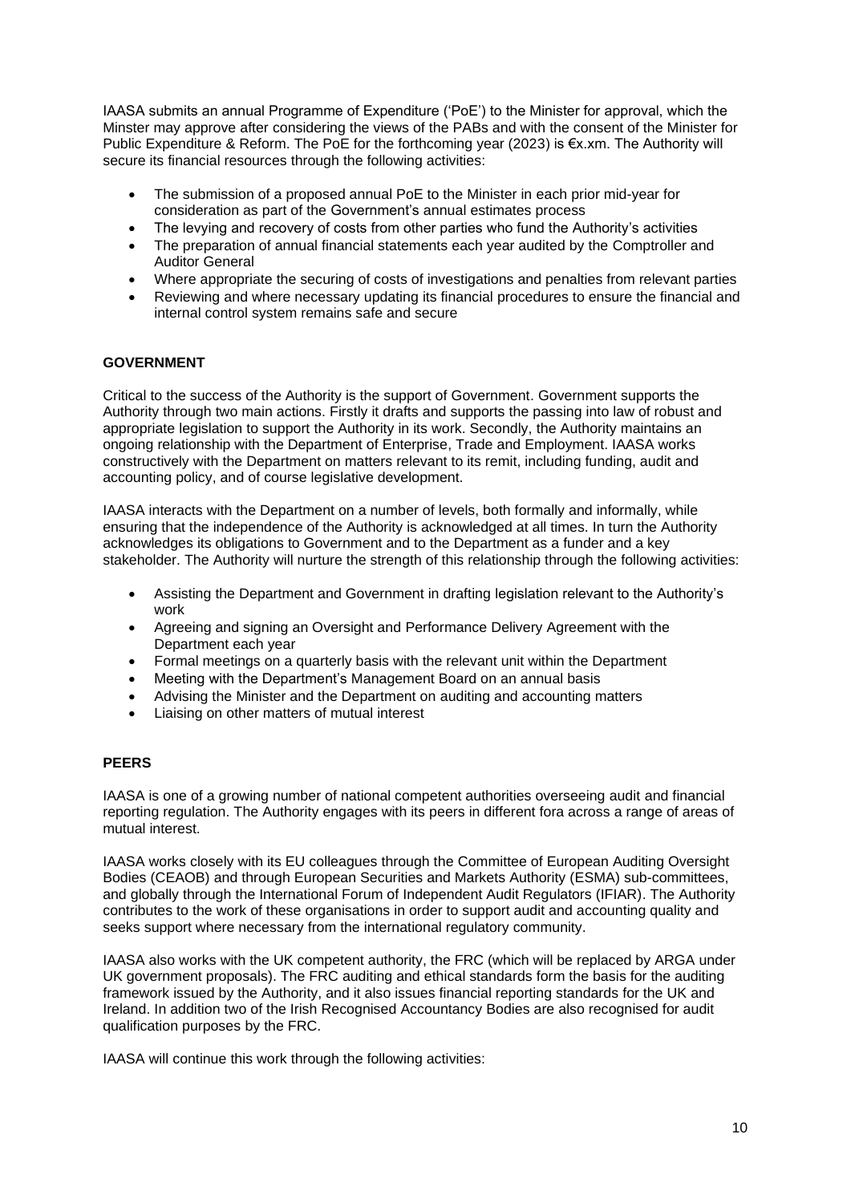IAASA submits an annual Programme of Expenditure ('PoE') to the Minister for approval, which the Minster may approve after considering the views of the PABs and with the consent of the Minister for Public Expenditure & Reform. The PoE for the forthcoming year (2023) is €x.xm. The Authority will secure its financial resources through the following activities:

- The submission of a proposed annual PoE to the Minister in each prior mid-year for consideration as part of the Government's annual estimates process
- The levying and recovery of costs from other parties who fund the Authority's activities
- The preparation of annual financial statements each year audited by the Comptroller and Auditor General
- Where appropriate the securing of costs of investigations and penalties from relevant parties
- Reviewing and where necessary updating its financial procedures to ensure the financial and internal control system remains safe and secure

**GOVERNMENT**

Critical to the success of the Authority is the support of Government. Government supports the Authority through two main actions. Firstly it drafts and supports the passing into law of robust and appropriate legislation to support the Authority in its work. Secondly, the Authority maintains an ongoing relationship with the Department of Enterprise, Trade and Employment. IAASA works constructively with the Department on matters relevant to its remit, including funding, audit and accounting policy, and of course legislative development.

IAASA interacts with the Department on a number of levels, both formally and informally, while ensuring that the independence of the Authority is acknowledged at all times. In turn the Authority acknowledges its obligations to Government and to the Department as a funder and a key stakeholder. The Authority will nurture the strength of this relationship through the following activities:

- Assisting the Department and Government in drafting legislation relevant to the Authority's work
- Agreeing and signing an Oversight and Performance Delivery Agreement with the Department each year
- Formal meetings on a quarterly basis with the relevant unit within the Department
- Meeting with the Department's Management Board on an annual basis
- Advising the Minister and the Department on auditing and accounting matters
- Liaising on other matters of mutual interest

**PEERS**

IAASA is one of a growing number of national competent authorities overseeing audit and financial reporting regulation. The Authority engages with its peers in different fora across a range of areas of mutual interest.

IAASA works closely with its EU colleagues through the Committee of European Auditing Oversight Bodies (CEAOB) and through European Securities and Markets Authority (ESMA) sub-committees, and globally through the International Forum of Independent Audit Regulators (IFIAR). The Authority contributes to the work of these organisations in order to support audit and accounting quality and seeks support where necessary from the international regulatory community.

IAASA also works with the UK competent authority, the FRC (which will be replaced by ARGA under UK government proposals). The FRC auditing and ethical standards form the basis for the auditing framework issued by the Authority, and it also issues financial reporting standards for the UK and Ireland. In addition two of the Irish Recognised Accountancy Bodies are also recognised for audit qualification purposes by the FRC.

IAASA will continue this work through the following activities: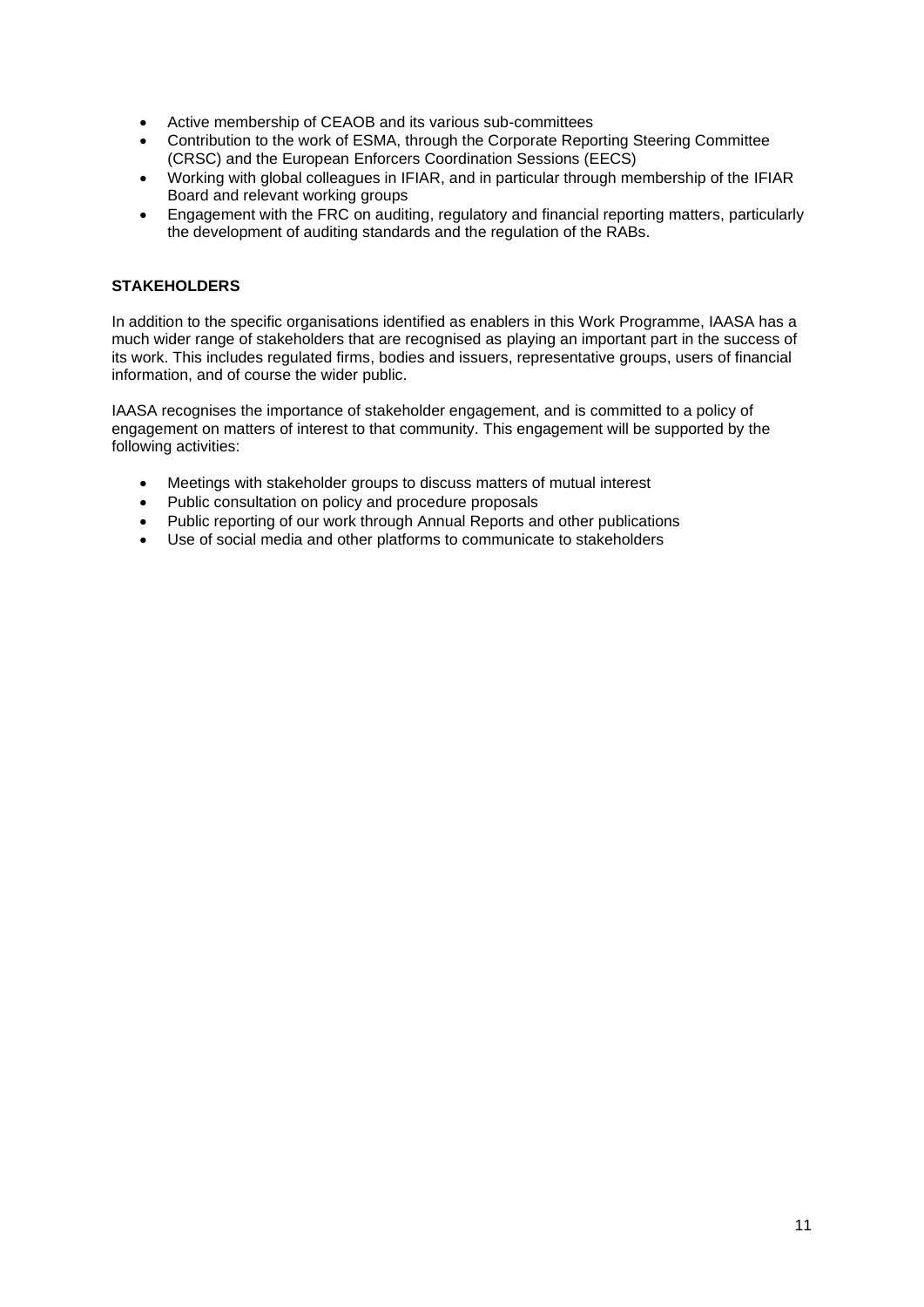- Active membership of CEAOB and its various sub-committees
- Contribution to the work of ESMA, through the Corporate Reporting Steering Committee (CRSC) and the European Enforcers Coordination Sessions (EECS)
- Working with global colleagues in IFIAR, and in particular through membership of the IFIAR Board and relevant working groups
- Engagement with the FRC on auditing, regulatory and financial reporting matters, particularly the development of auditing standards and the regulation of the RABs.

**STAKEHOLDERS**

In addition to the specific organisations identified as enablers in this Work Programme, IAASA has a much wider range of stakeholders that are recognised as playing an important part in the success of its work. This includes regulated firms, bodies and issuers, representative groups, users of financial information, and of course the wider public.

IAASA recognises the importance of stakeholder engagement, and is committed to a policy of engagement on matters of interest to that community. This engagement will be supported by the following activities:

- Meetings with stakeholder groups to discuss matters of mutual interest
- Public consultation on policy and procedure proposals
- Public reporting of our work through Annual Reports and other publications
- Use of social media and other platforms to communicate to stakeholders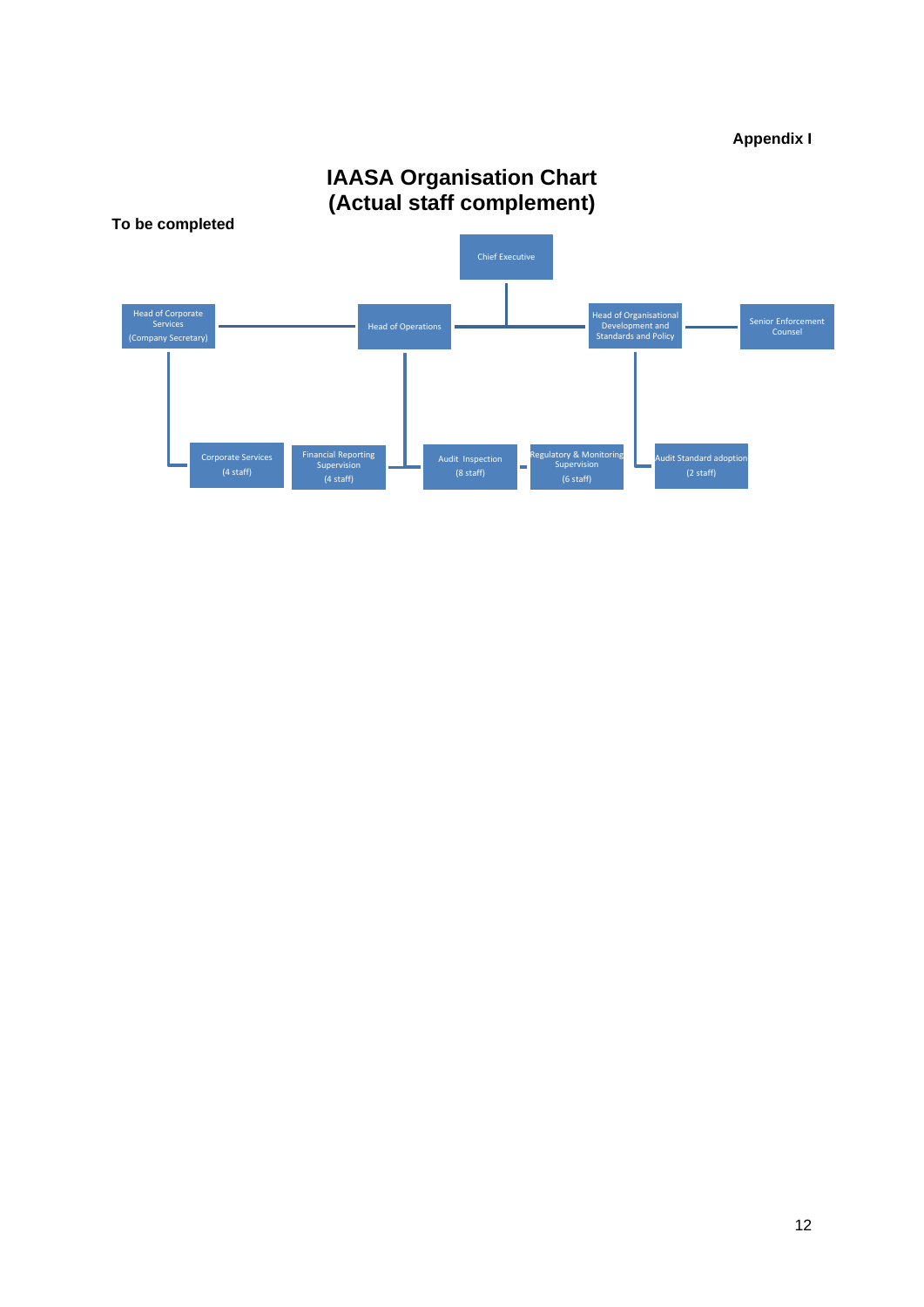**Appendix I**

# IAASA Organisation Chart (Actual staff complement)

**To be completed**

- Chief Executive
  - Head of Corporate Services (Company Secretary)
    - Corporate Services (4 staff)
  - Head of Operations
    - Financial Reporting Supervision (4 staff)
    - Audit Inspection (8 staff)
    - Regulatory & Monitoring Supervision (6 staff)
  - Head of Organisational Development and Standards and Policy
    - Audit Standard adoption (2 staff)
  - Senior Enforcement Counsel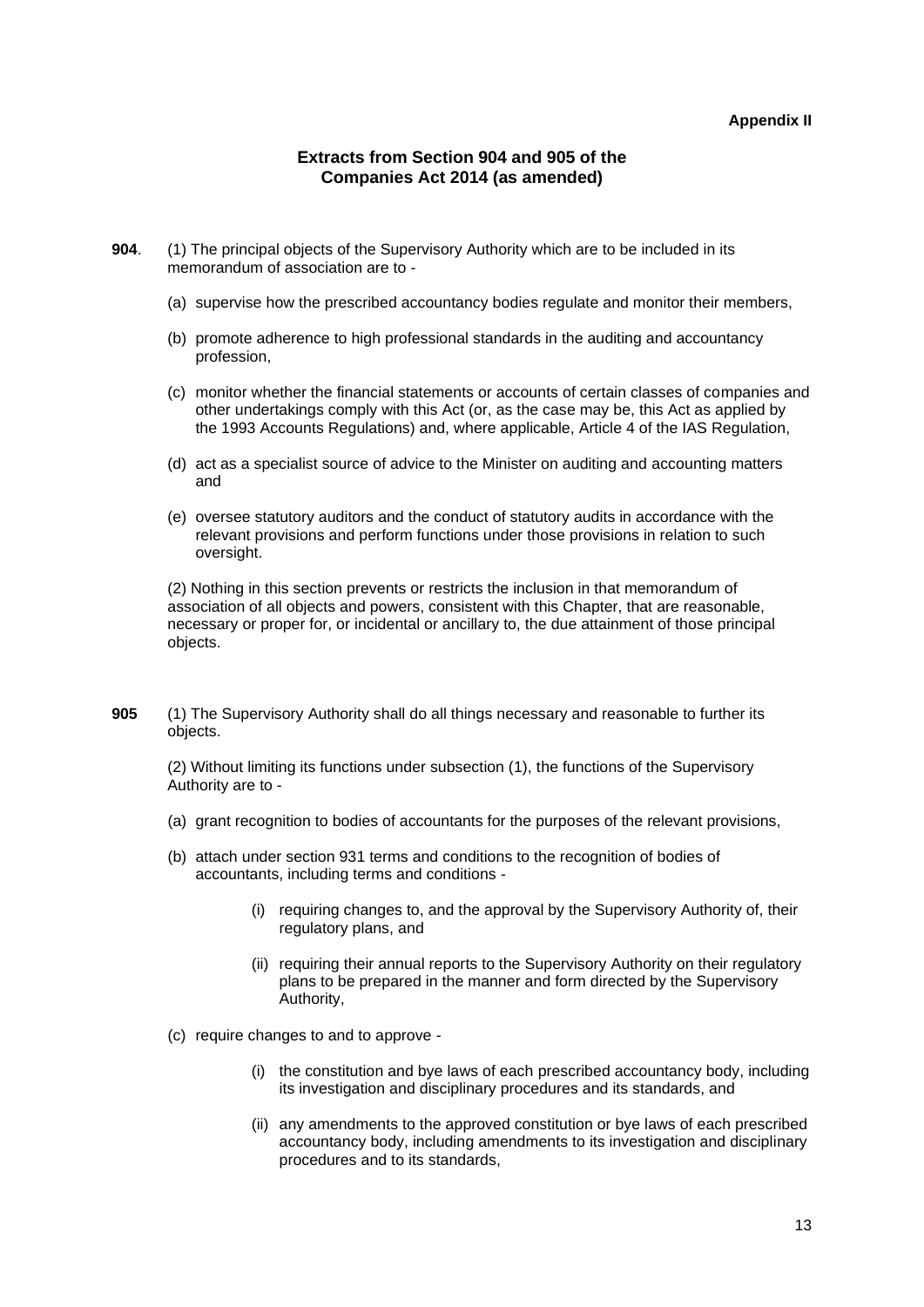**Appendix II**

## Extracts from Section 904 and 905 of the Companies Act 2014 (as amended)

**904**. (1) The principal objects of the Supervisory Authority which are to be included in its memorandum of association are to -

(a) supervise how the prescribed accountancy bodies regulate and monitor their members,

(b) promote adherence to high professional standards in the auditing and accountancy profession,

(c) monitor whether the financial statements or accounts of certain classes of companies and other undertakings comply with this Act (or, as the case may be, this Act as applied by the 1993 Accounts Regulations) and, where applicable, Article 4 of the IAS Regulation,

(d) act as a specialist source of advice to the Minister on auditing and accounting matters and

(e) oversee statutory auditors and the conduct of statutory audits in accordance with the relevant provisions and perform functions under those provisions in relation to such oversight.

(2) Nothing in this section prevents or restricts the inclusion in that memorandum of association of all objects and powers, consistent with this Chapter, that are reasonable, necessary or proper for, or incidental or ancillary to, the due attainment of those principal objects.

**905** (1) The Supervisory Authority shall do all things necessary and reasonable to further its objects.

(2) Without limiting its functions under subsection (1), the functions of the Supervisory Authority are to -

(a) grant recognition to bodies of accountants for the purposes of the relevant provisions,

(b) attach under section 931 terms and conditions to the recognition of bodies of accountants, including terms and conditions -

(i) requiring changes to, and the approval by the Supervisory Authority of, their regulatory plans, and

(ii) requiring their annual reports to the Supervisory Authority on their regulatory plans to be prepared in the manner and form directed by the Supervisory Authority,

(c) require changes to and to approve -

(i) the constitution and bye laws of each prescribed accountancy body, including its investigation and disciplinary procedures and its standards, and

(ii) any amendments to the approved constitution or bye laws of each prescribed accountancy body, including amendments to its investigation and disciplinary procedures and to its standards,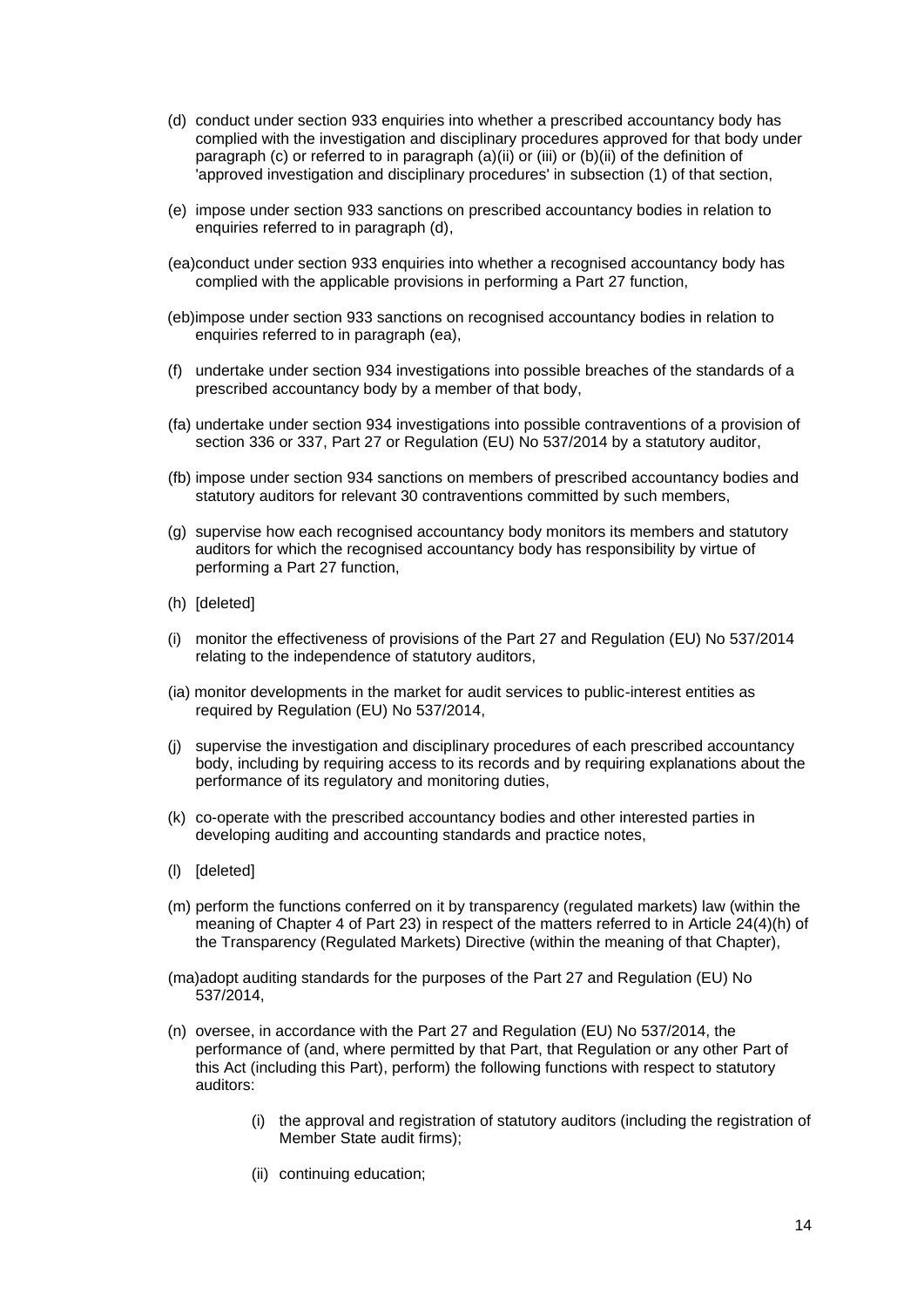(d) conduct under section 933 enquiries into whether a prescribed accountancy body has complied with the investigation and disciplinary procedures approved for that body under paragraph (c) or referred to in paragraph (a)(ii) or (iii) or (b)(ii) of the definition of 'approved investigation and disciplinary procedures' in subsection (1) of that section,

(e) impose under section 933 sanctions on prescribed accountancy bodies in relation to enquiries referred to in paragraph (d),

(ea) conduct under section 933 enquiries into whether a recognised accountancy body has complied with the applicable provisions in performing a Part 27 function,

(eb) impose under section 933 sanctions on recognised accountancy bodies in relation to enquiries referred to in paragraph (ea),

(f) undertake under section 934 investigations into possible breaches of the standards of a prescribed accountancy body by a member of that body,

(fa) undertake under section 934 investigations into possible contraventions of a provision of section 336 or 337, Part 27 or Regulation (EU) No 537/2014 by a statutory auditor,

(fb) impose under section 934 sanctions on members of prescribed accountancy bodies and statutory auditors for relevant 30 contraventions committed by such members,

(g) supervise how each recognised accountancy body monitors its members and statutory auditors for which the recognised accountancy body has responsibility by virtue of performing a Part 27 function,

(h) [deleted]

(i) monitor the effectiveness of provisions of the Part 27 and Regulation (EU) No 537/2014 relating to the independence of statutory auditors,

(ia) monitor developments in the market for audit services to public-interest entities as required by Regulation (EU) No 537/2014,

(j) supervise the investigation and disciplinary procedures of each prescribed accountancy body, including by requiring access to its records and by requiring explanations about the performance of its regulatory and monitoring duties,

(k) co-operate with the prescribed accountancy bodies and other interested parties in developing auditing and accounting standards and practice notes,

(l) [deleted]

(m) perform the functions conferred on it by transparency (regulated markets) law (within the meaning of Chapter 4 of Part 23) in respect of the matters referred to in Article 24(4)(h) of the Transparency (Regulated Markets) Directive (within the meaning of that Chapter),

(ma) adopt auditing standards for the purposes of the Part 27 and Regulation (EU) No 537/2014,

(n) oversee, in accordance with the Part 27 and Regulation (EU) No 537/2014, the performance of (and, where permitted by that Part, that Regulation or any other Part of this Act (including this Part), perform) the following functions with respect to statutory auditors:

- (i) the approval and registration of statutory auditors (including the registration of Member State audit firms);
- (ii) continuing education;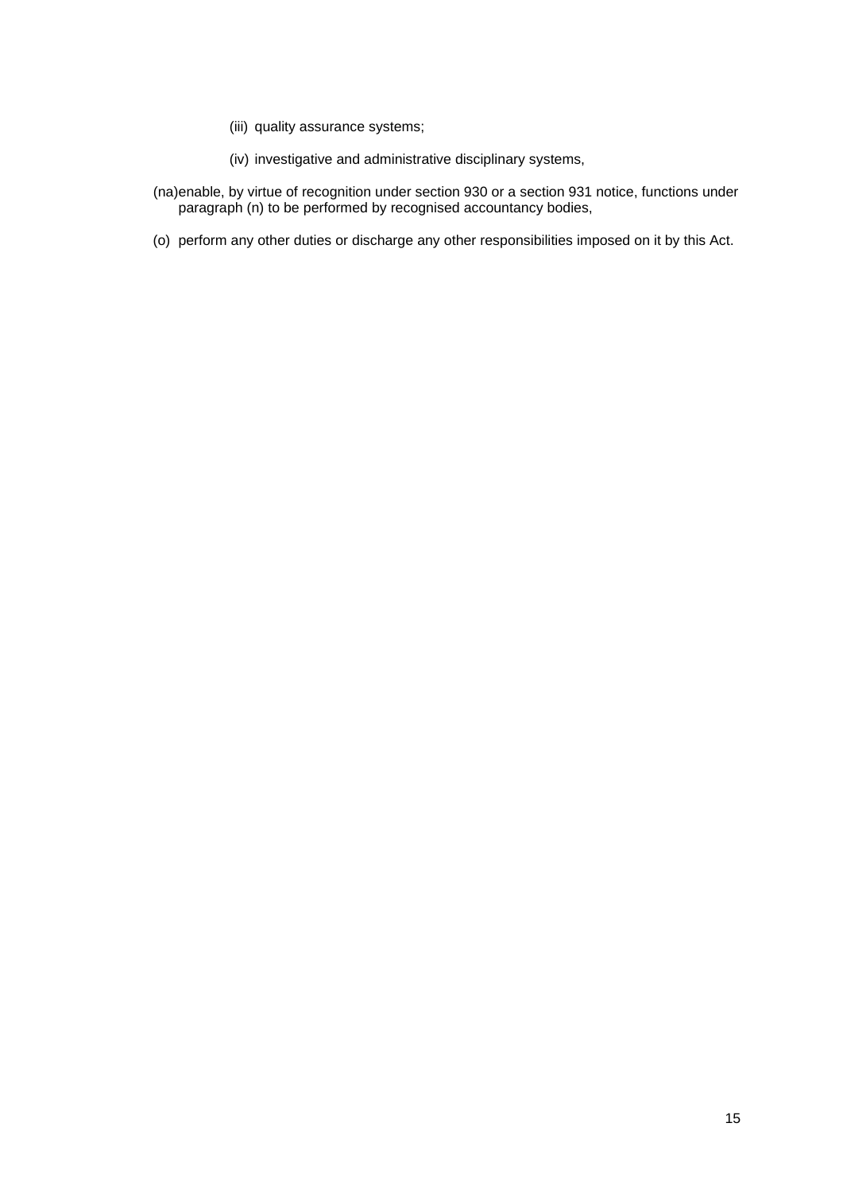(iii) quality assurance systems;

(iv) investigative and administrative disciplinary systems,

(na) enable, by virtue of recognition under section 930 or a section 931 notice, functions under paragraph (n) to be performed by recognised accountancy bodies,

(o) perform any other duties or discharge any other responsibilities imposed on it by this Act.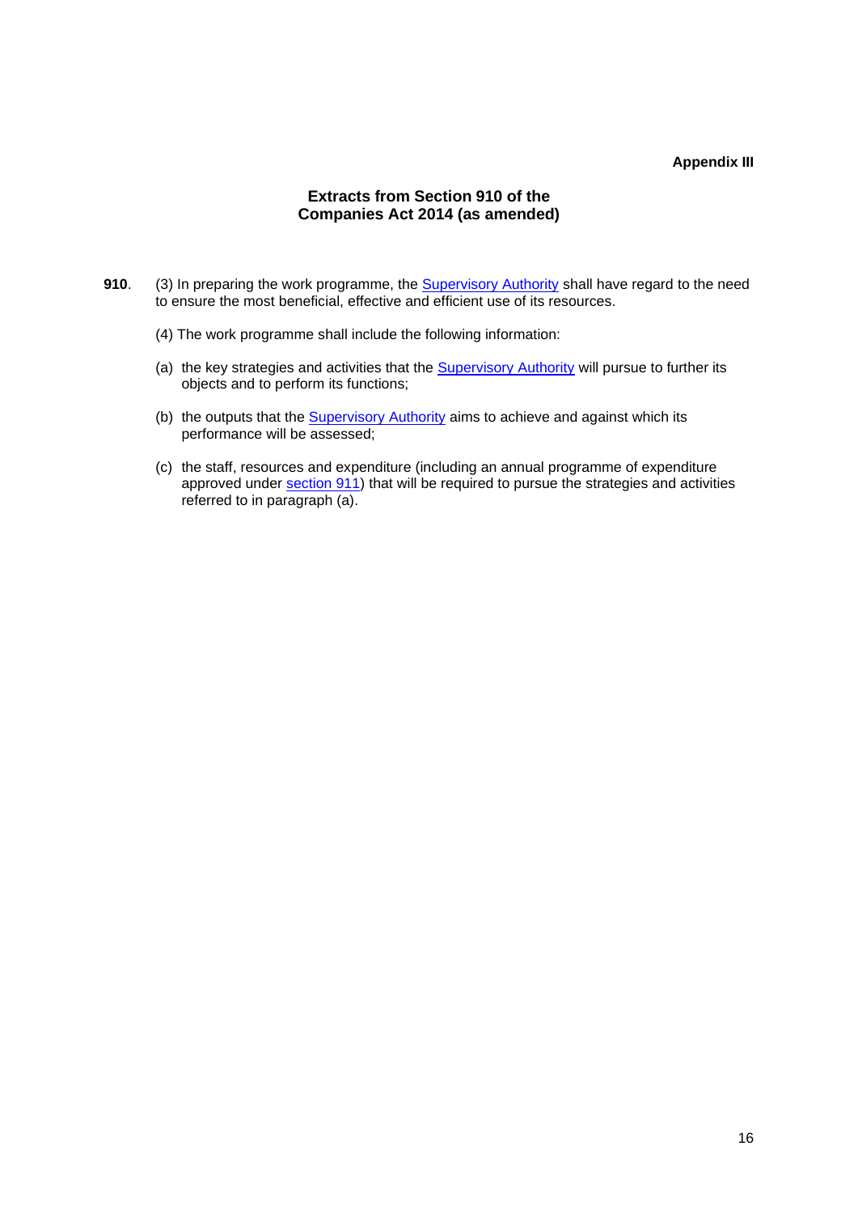**Appendix III**

## Extracts from Section 910 of the Companies Act 2014 (as amended)

**910**. (3) In preparing the work programme, the Supervisory Authority shall have regard to the need to ensure the most beneficial, effective and efficient use of its resources.

(4) The work programme shall include the following information:

(a) the key strategies and activities that the Supervisory Authority will pursue to further its objects and to perform its functions;

(b) the outputs that the Supervisory Authority aims to achieve and against which its performance will be assessed;

(c) the staff, resources and expenditure (including an annual programme of expenditure approved under section 911) that will be required to pursue the strategies and activities referred to in paragraph (a).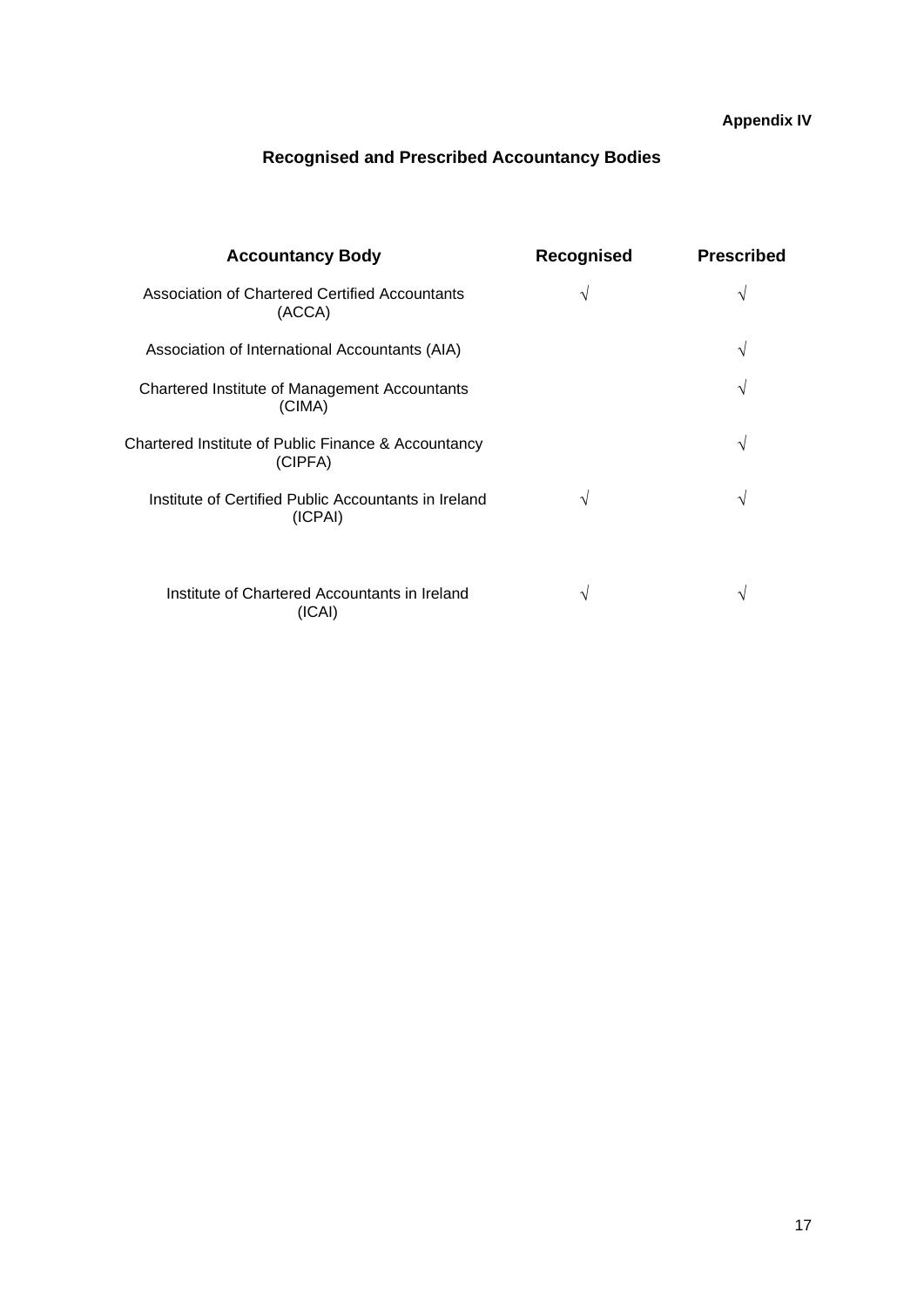**Appendix IV**

## Recognised and Prescribed Accountancy Bodies

| Accountancy Body | Recognised | Prescribed |
|---|---|---|
| Association of Chartered Certified Accountants (ACCA) | √ | √ |
| Association of International Accountants (AIA) | | √ |
| Chartered Institute of Management Accountants (CIMA) | | √ |
| Chartered Institute of Public Finance & Accountancy (CIPFA) | | √ |
| Institute of Certified Public Accountants in Ireland (ICPAI) | √ | √ |
| Institute of Chartered Accountants in Ireland (ICAI) | √ | √ |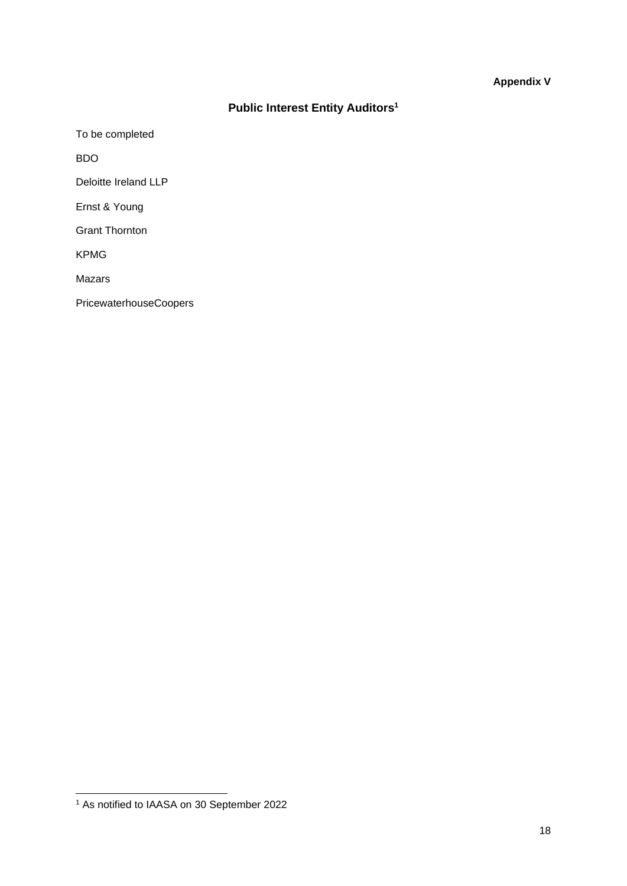**Appendix V**

## Public Interest Entity Auditors[1]

To be completed

BDO

Deloitte Ireland LLP

Ernst & Young

Grant Thornton

KPMG

Mazars

PricewaterhouseCoopers

[1] As notified to IAASA on 30 September 2022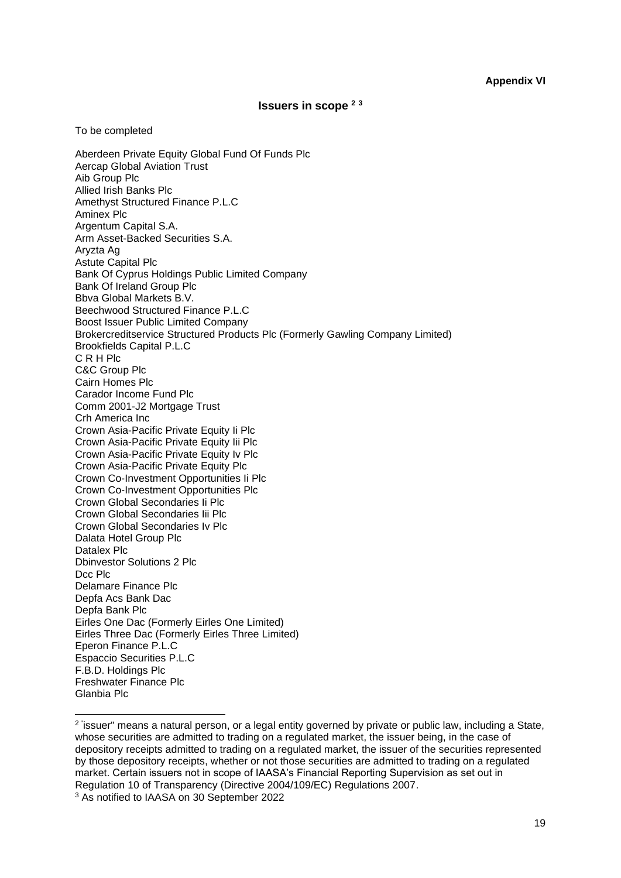**Appendix VI**

## Issuers in scope [2] [3]

To be completed

Aberdeen Private Equity Global Fund Of Funds Plc
Aercap Global Aviation Trust
Aib Group Plc
Allied Irish Banks Plc
Amethyst Structured Finance P.L.C
Aminex Plc
Argentum Capital S.A.
Arm Asset-Backed Securities S.A.
Aryzta Ag
Astute Capital Plc
Bank Of Cyprus Holdings Public Limited Company
Bank Of Ireland Group Plc
Bbva Global Markets B.V.
Beechwood Structured Finance P.L.C
Boost Issuer Public Limited Company
Brokercreditservice Structured Products Plc (Formerly Gawling Company Limited)
Brookfields Capital P.L.C
C R H Plc
C&C Group Plc
Cairn Homes Plc
Carador Income Fund Plc
Comm 2001-J2 Mortgage Trust
Crh America Inc
Crown Asia-Pacific Private Equity Ii Plc
Crown Asia-Pacific Private Equity Iii Plc
Crown Asia-Pacific Private Equity Iv Plc
Crown Asia-Pacific Private Equity Plc
Crown Co-Investment Opportunities Ii Plc
Crown Co-Investment Opportunities Plc
Crown Global Secondaries Ii Plc
Crown Global Secondaries Iii Plc
Crown Global Secondaries Iv Plc
Dalata Hotel Group Plc
Datalex Plc
Dbinvestor Solutions 2 Plc
Dcc Plc
Delamare Finance Plc
Depfa Acs Bank Dac
Depfa Bank Plc
Eirles One Dac (Formerly Eirles One Limited)
Eirles Three Dac (Formerly Eirles Three Limited)
Eperon Finance P.L.C
Espaccio Securities P.L.C
F.B.D. Holdings Plc
Freshwater Finance Plc
Glanbia Plc

---

[2] "issuer" means a natural person, or a legal entity governed by private or public law, including a State, whose securities are admitted to trading on a regulated market, the issuer being, in the case of depository receipts admitted to trading on a regulated market, the issuer of the securities represented by those depository receipts, whether or not those securities are admitted to trading on a regulated market. Certain issuers not in scope of IAASA's Financial Reporting Supervision as set out in Regulation 10 of Transparency (Directive 2004/109/EC) Regulations 2007.

[3] As notified to IAASA on 30 September 2022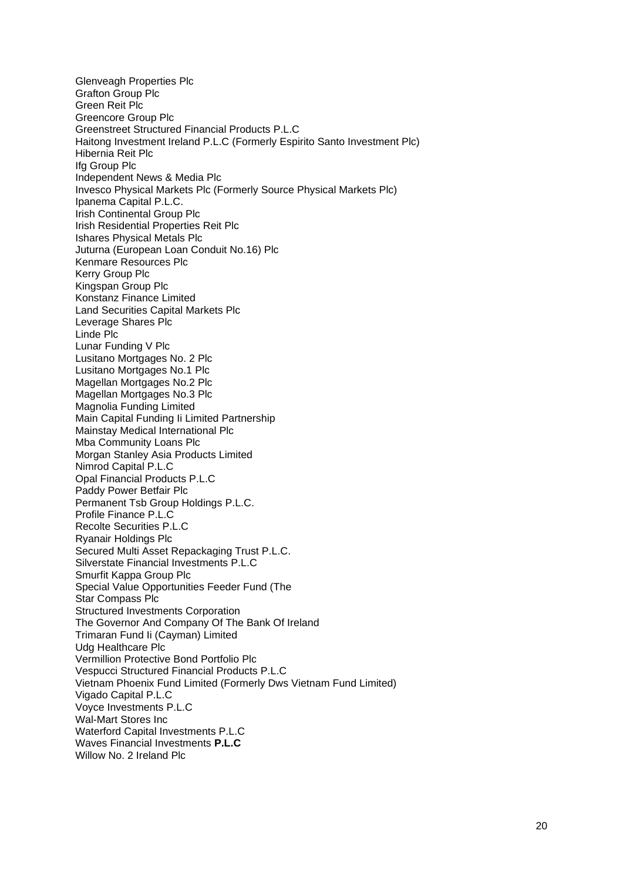Glenveagh Properties Plc
Grafton Group Plc
Green Reit Plc
Greencore Group Plc
Greenstreet Structured Financial Products P.L.C
Haitong Investment Ireland P.L.C (Formerly Espirito Santo Investment Plc)
Hibernia Reit Plc
Ifg Group Plc
Independent News & Media Plc
Invesco Physical Markets Plc (Formerly Source Physical Markets Plc)
Ipanema Capital P.L.C.
Irish Continental Group Plc
Irish Residential Properties Reit Plc
Ishares Physical Metals Plc
Juturna (European Loan Conduit No.16) Plc
Kenmare Resources Plc
Kerry Group Plc
Kingspan Group Plc
Konstanz Finance Limited
Land Securities Capital Markets Plc
Leverage Shares Plc
Linde Plc
Lunar Funding V Plc
Lusitano Mortgages No. 2 Plc
Lusitano Mortgages No.1 Plc
Magellan Mortgages No.2 Plc
Magellan Mortgages No.3 Plc
Magnolia Funding Limited
Main Capital Funding Ii Limited Partnership
Mainstay Medical International Plc
Mba Community Loans Plc
Morgan Stanley Asia Products Limited
Nimrod Capital P.L.C
Opal Financial Products P.L.C
Paddy Power Betfair Plc
Permanent Tsb Group Holdings P.L.C.
Profile Finance P.L.C
Recolte Securities P.L.C
Ryanair Holdings Plc
Secured Multi Asset Repackaging Trust P.L.C.
Silverstate Financial Investments P.L.C
Smurfit Kappa Group Plc
Special Value Opportunities Feeder Fund (The
Star Compass Plc
Structured Investments Corporation
The Governor And Company Of The Bank Of Ireland
Trimaran Fund Ii (Cayman) Limited
Udg Healthcare Plc
Vermillion Protective Bond Portfolio Plc
Vespucci Structured Financial Products P.L.C
Vietnam Phoenix Fund Limited (Formerly Dws Vietnam Fund Limited)
Vigado Capital P.L.C
Voyce Investments P.L.C
Wal-Mart Stores Inc
Waterford Capital Investments P.L.C
Waves Financial Investments **P.L.C**
Willow No. 2 Ireland Plc